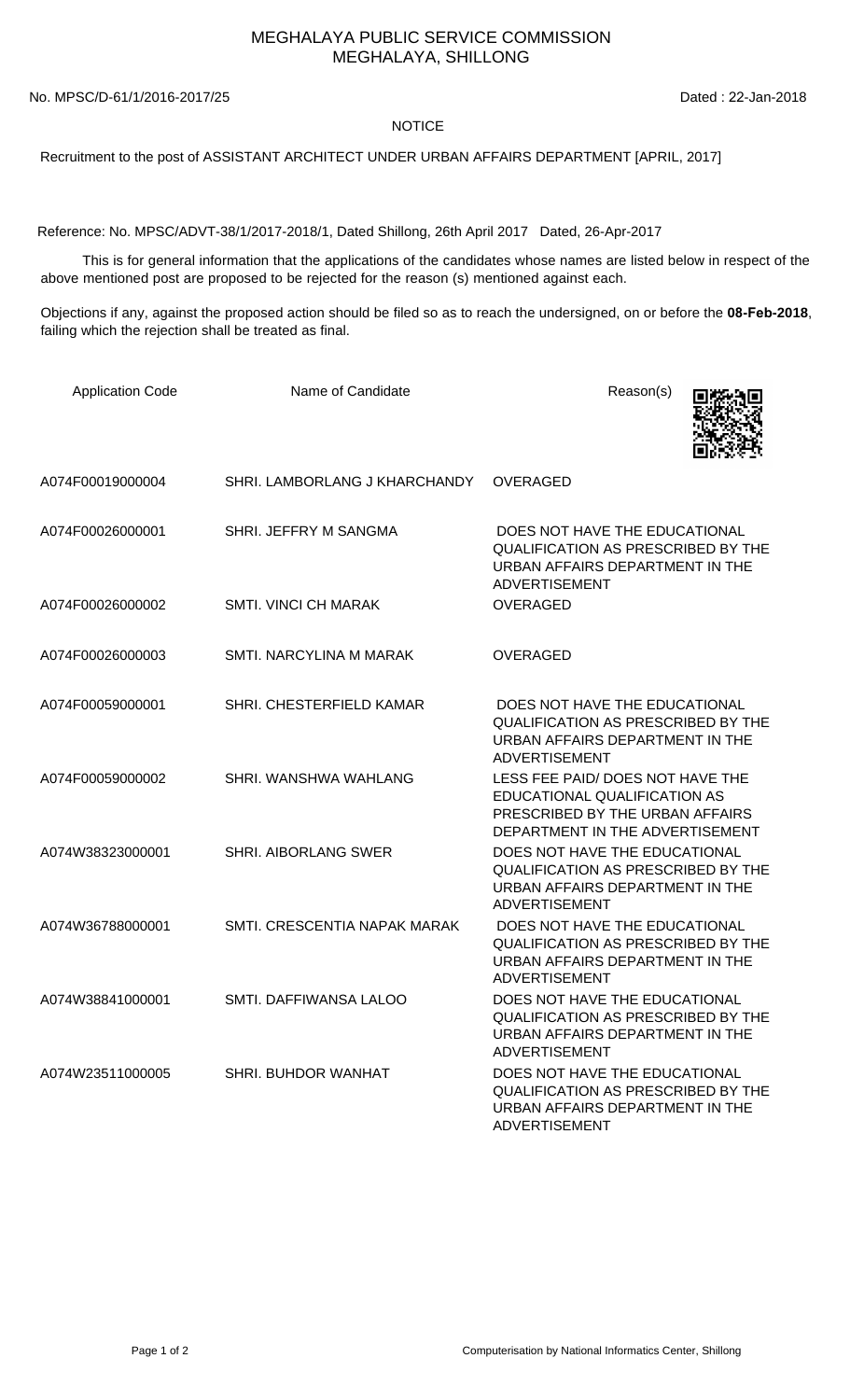# MEGHALAYA PUBLIC SERVICE COMMISSION
## MEGHALAYA, SHILLONG

No. MPSC/D-61/1/2016-2017/25 Dated : 22-Jan-2018

NOTICE

Recruitment to the post of ASSISTANT ARCHITECT UNDER URBAN AFFAIRS DEPARTMENT [APRIL, 2017]

Reference: No. MPSC/ADVT-38/1/2017-2018/1, Dated Shillong, 26th April 2017 Dated, 26-Apr-2017

This is for general information that the applications of the candidates whose names are listed below in respect of the above mentioned post are proposed to be rejected for the reason (s) mentioned against each.

Objections if any, against the proposed action should be filed so as to reach the undersigned, on or before the **08-Feb-2018**, failing which the rejection shall be treated as final.

| Application Code | Name of Candidate | Reason(s) |
|---|---|---|
| A074F00019000004 | SHRI. LAMBORLANG J KHARCHANDY | OVERAGED |
| A074F00026000001 | SHRI. JEFFRY M SANGMA | DOES NOT HAVE THE EDUCATIONAL QUALIFICATION AS PRESCRIBED BY THE URBAN AFFAIRS DEPARTMENT IN THE ADVERTISEMENT |
| A074F00026000002 | SMTI. VINCI CH MARAK | OVERAGED |
| A074F00026000003 | SMTI. NARCYLINA M MARAK | OVERAGED |
| A074F00059000001 | SHRI. CHESTERFIELD KAMAR | DOES NOT HAVE THE EDUCATIONAL QUALIFICATION AS PRESCRIBED BY THE URBAN AFFAIRS DEPARTMENT IN THE ADVERTISEMENT |
| A074F00059000002 | SHRI. WANSHWA WAHLANG | LESS FEE PAID/ DOES NOT HAVE THE EDUCATIONAL QUALIFICATION AS PRESCRIBED BY THE URBAN AFFAIRS DEPARTMENT IN THE ADVERTISEMENT |
| A074W38323000001 | SHRI. AIBORLANG SWER | DOES NOT HAVE THE EDUCATIONAL QUALIFICATION AS PRESCRIBED BY THE URBAN AFFAIRS DEPARTMENT IN THE ADVERTISEMENT |
| A074W36788000001 | SMTI. CRESCENTIA NAPAK MARAK | DOES NOT HAVE THE EDUCATIONAL QUALIFICATION AS PRESCRIBED BY THE URBAN AFFAIRS DEPARTMENT IN THE ADVERTISEMENT |
| A074W38841000001 | SMTI. DAFFIWANSA LALOO | DOES NOT HAVE THE EDUCATIONAL QUALIFICATION AS PRESCRIBED BY THE URBAN AFFAIRS DEPARTMENT IN THE ADVERTISEMENT |
| A074W23511000005 | SHRI. BUHDOR WANHAT | DOES NOT HAVE THE EDUCATIONAL QUALIFICATION AS PRESCRIBED BY THE URBAN AFFAIRS DEPARTMENT IN THE ADVERTISEMENT |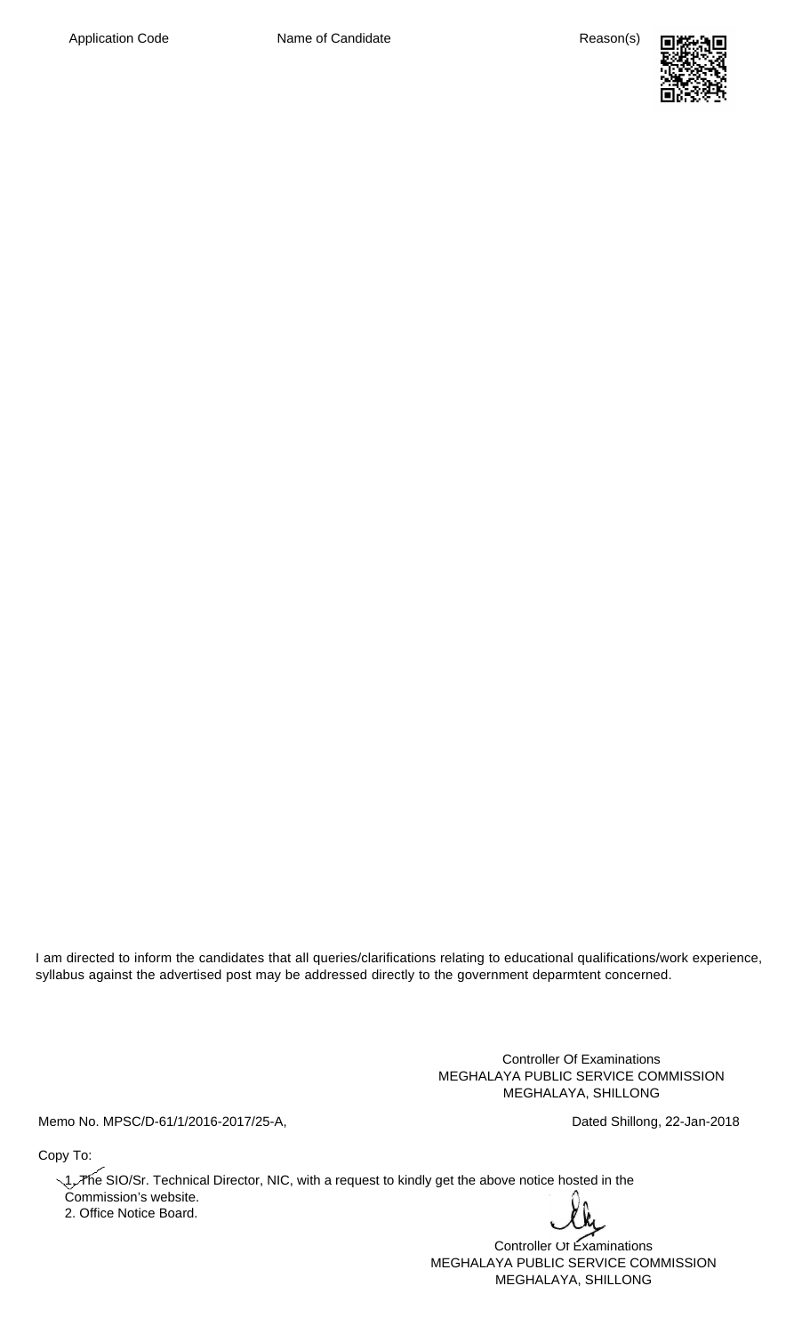| Application Code | Name of Candidate | Reason(s) |
| --- | --- | --- |

I am directed to inform the candidates that all queries/clarifications relating to educational qualifications/work experience, syllabus against the advertised post may be addressed directly to the government deparmtent concerned.

Controller Of Examinations
MEGHALAYA PUBLIC SERVICE COMMISSION
MEGHALAYA, SHILLONG

Memo No. MPSC/D-61/1/2016-2017/25-A,

Dated Shillong, 22-Jan-2018

Copy To:

1. The SIO/Sr. Technical Director, NIC, with a request to kindly get the above notice hosted in the Commission's website.
2. Office Notice Board.

Controller Of Examinations
MEGHALAYA PUBLIC SERVICE COMMISSION
MEGHALAYA, SHILLONG